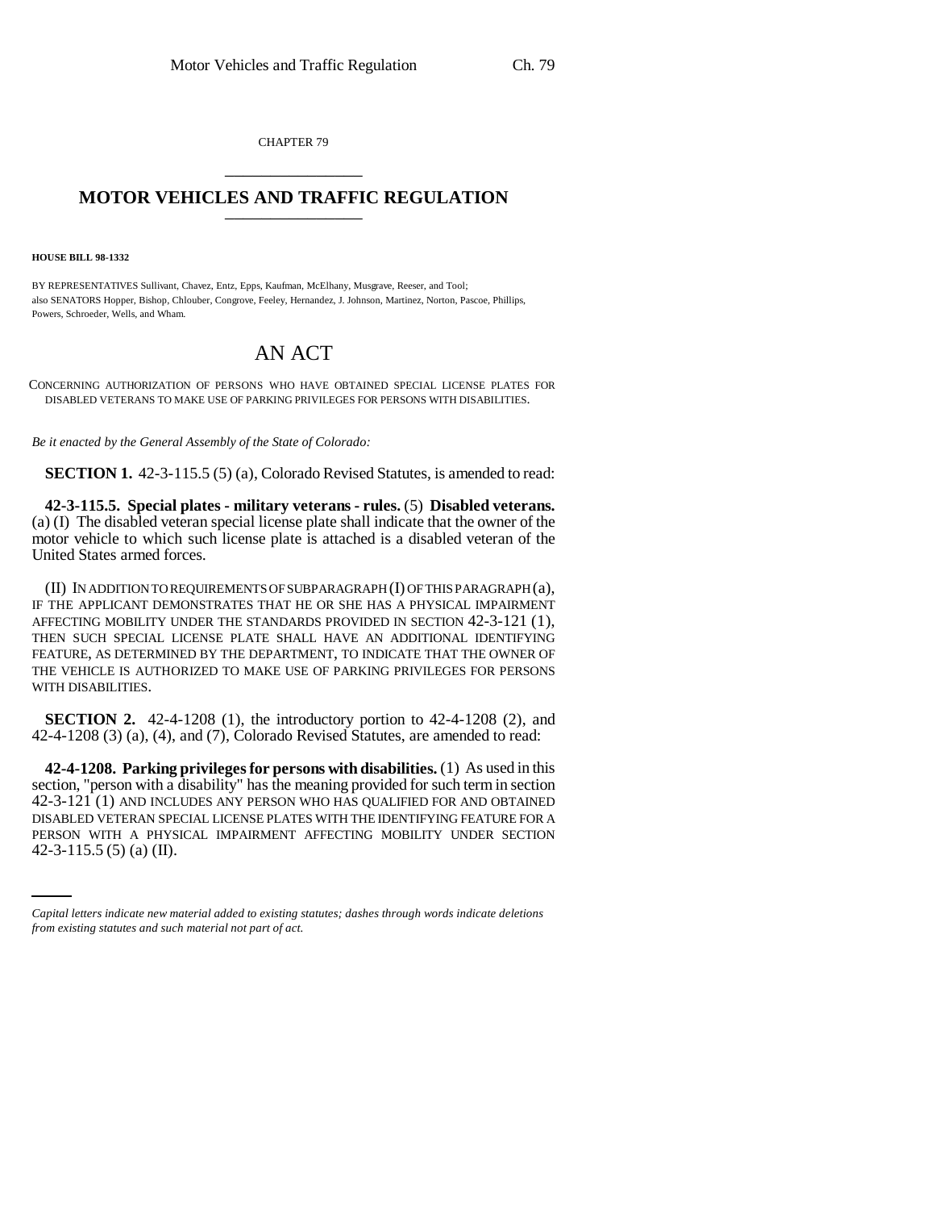CHAPTER 79

# MOTOR VEHICLES AND TRAFFIC REGULATION

**HOUSE BILL 98-1332**

BY REPRESENTATIVES Sullivant, Chavez, Entz, Epps, Kaufman, McElhany, Musgrave, Reeser, and Tool;
also SENATORS Hopper, Bishop, Chlouber, Congrove, Feeley, Hernandez, J. Johnson, Martinez, Norton, Pascoe, Phillips, Powers, Schroeder, Wells, and Wham.

## AN ACT

CONCERNING AUTHORIZATION OF PERSONS WHO HAVE OBTAINED SPECIAL LICENSE PLATES FOR DISABLED VETERANS TO MAKE USE OF PARKING PRIVILEGES FOR PERSONS WITH DISABILITIES.

*Be it enacted by the General Assembly of the State of Colorado:*

**SECTION 1.** 42-3-115.5 (5) (a), Colorado Revised Statutes, is amended to read:

**42-3-115.5. Special plates - military veterans - rules.** (5) **Disabled veterans.** (a) (I) The disabled veteran special license plate shall indicate that the owner of the motor vehicle to which such license plate is attached is a disabled veteran of the United States armed forces.

(II) IN ADDITION TO REQUIREMENTS OF SUBPARAGRAPH (I) OF THIS PARAGRAPH (a), IF THE APPLICANT DEMONSTRATES THAT HE OR SHE HAS A PHYSICAL IMPAIRMENT AFFECTING MOBILITY UNDER THE STANDARDS PROVIDED IN SECTION 42-3-121 (1), THEN SUCH SPECIAL LICENSE PLATE SHALL HAVE AN ADDITIONAL IDENTIFYING FEATURE, AS DETERMINED BY THE DEPARTMENT, TO INDICATE THAT THE OWNER OF THE VEHICLE IS AUTHORIZED TO MAKE USE OF PARKING PRIVILEGES FOR PERSONS WITH DISABILITIES.

**SECTION 2.** 42-4-1208 (1), the introductory portion to 42-4-1208 (2), and 42-4-1208 (3) (a), (4), and (7), Colorado Revised Statutes, are amended to read:

**42-4-1208. Parking privileges for persons with disabilities.** (1) As used in this section, "person with a disability" has the meaning provided for such term in section 42-3-121 (1) AND INCLUDES ANY PERSON WHO HAS QUALIFIED FOR AND OBTAINED DISABLED VETERAN SPECIAL LICENSE PLATES WITH THE IDENTIFYING FEATURE FOR A PERSON WITH A PHYSICAL IMPAIRMENT AFFECTING MOBILITY UNDER SECTION 42-3-115.5 (5) (a) (II).

*Capital letters indicate new material added to existing statutes; dashes through words indicate deletions from existing statutes and such material not part of act.*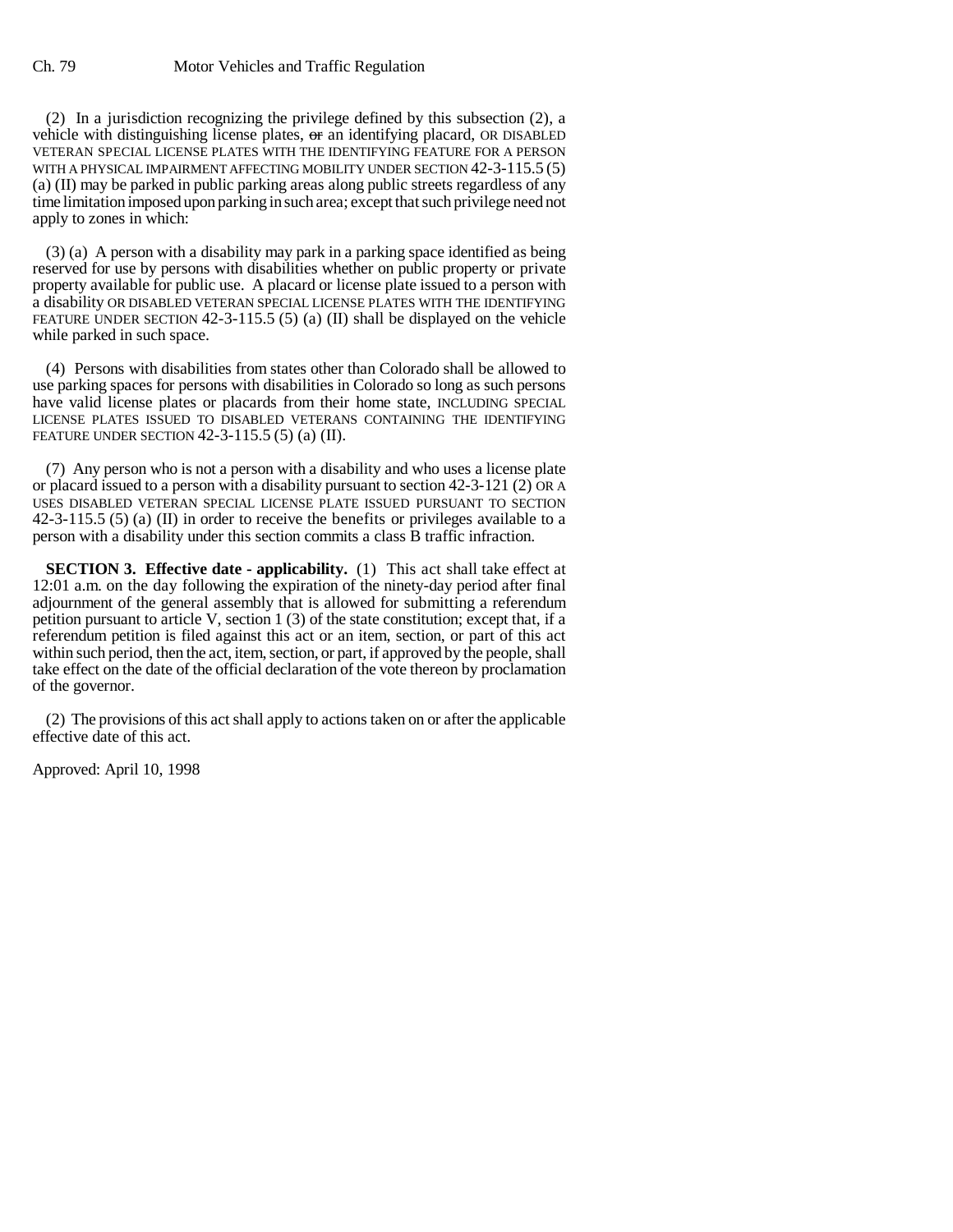(2) In a jurisdiction recognizing the privilege defined by this subsection (2), a vehicle with distinguishing license plates, ~~or~~ an identifying placard, OR DISABLED VETERAN SPECIAL LICENSE PLATES WITH THE IDENTIFYING FEATURE FOR A PERSON WITH A PHYSICAL IMPAIRMENT AFFECTING MOBILITY UNDER SECTION 42-3-115.5 (5) (a) (II) may be parked in public parking areas along public streets regardless of any time limitation imposed upon parking in such area; except that such privilege need not apply to zones in which:

(3) (a) A person with a disability may park in a parking space identified as being reserved for use by persons with disabilities whether on public property or private property available for public use. A placard or license plate issued to a person with a disability OR DISABLED VETERAN SPECIAL LICENSE PLATES WITH THE IDENTIFYING FEATURE UNDER SECTION 42-3-115.5 (5) (a) (II) shall be displayed on the vehicle while parked in such space.

(4) Persons with disabilities from states other than Colorado shall be allowed to use parking spaces for persons with disabilities in Colorado so long as such persons have valid license plates or placards from their home state, INCLUDING SPECIAL LICENSE PLATES ISSUED TO DISABLED VETERANS CONTAINING THE IDENTIFYING FEATURE UNDER SECTION 42-3-115.5 (5) (a) (II).

(7) Any person who is not a person with a disability and who uses a license plate or placard issued to a person with a disability pursuant to section 42-3-121 (2) OR A USES DISABLED VETERAN SPECIAL LICENSE PLATE ISSUED PURSUANT TO SECTION 42-3-115.5 (5) (a) (II) in order to receive the benefits or privileges available to a person with a disability under this section commits a class B traffic infraction.

**SECTION 3. Effective date - applicability.** (1) This act shall take effect at 12:01 a.m. on the day following the expiration of the ninety-day period after final adjournment of the general assembly that is allowed for submitting a referendum petition pursuant to article V, section 1 (3) of the state constitution; except that, if a referendum petition is filed against this act or an item, section, or part of this act within such period, then the act, item, section, or part, if approved by the people, shall take effect on the date of the official declaration of the vote thereon by proclamation of the governor.

(2) The provisions of this act shall apply to actions taken on or after the applicable effective date of this act.

Approved: April 10, 1998